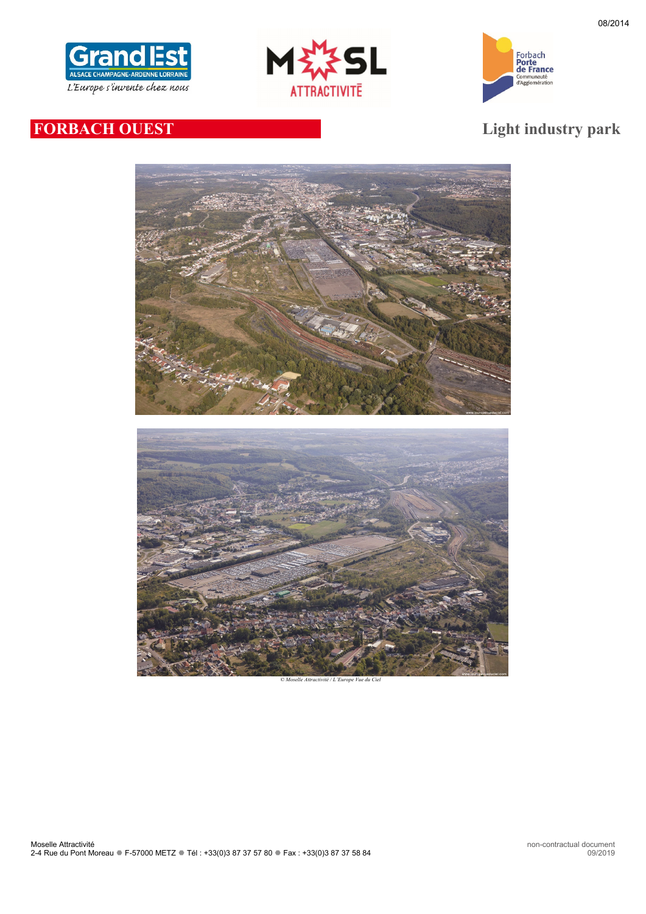08/2014

# FORBACH OUEST

## Light industry park

© Moselle Attractivité / L'Europe Vue du Ciel

Moselle Attractivité
2-4 Rue du Pont Moreau ● F-57000 METZ ● Tél : +33(0)3 87 37 57 80 ● Fax : +33(0)3 87 37 58 84

non-contractual document
09/2019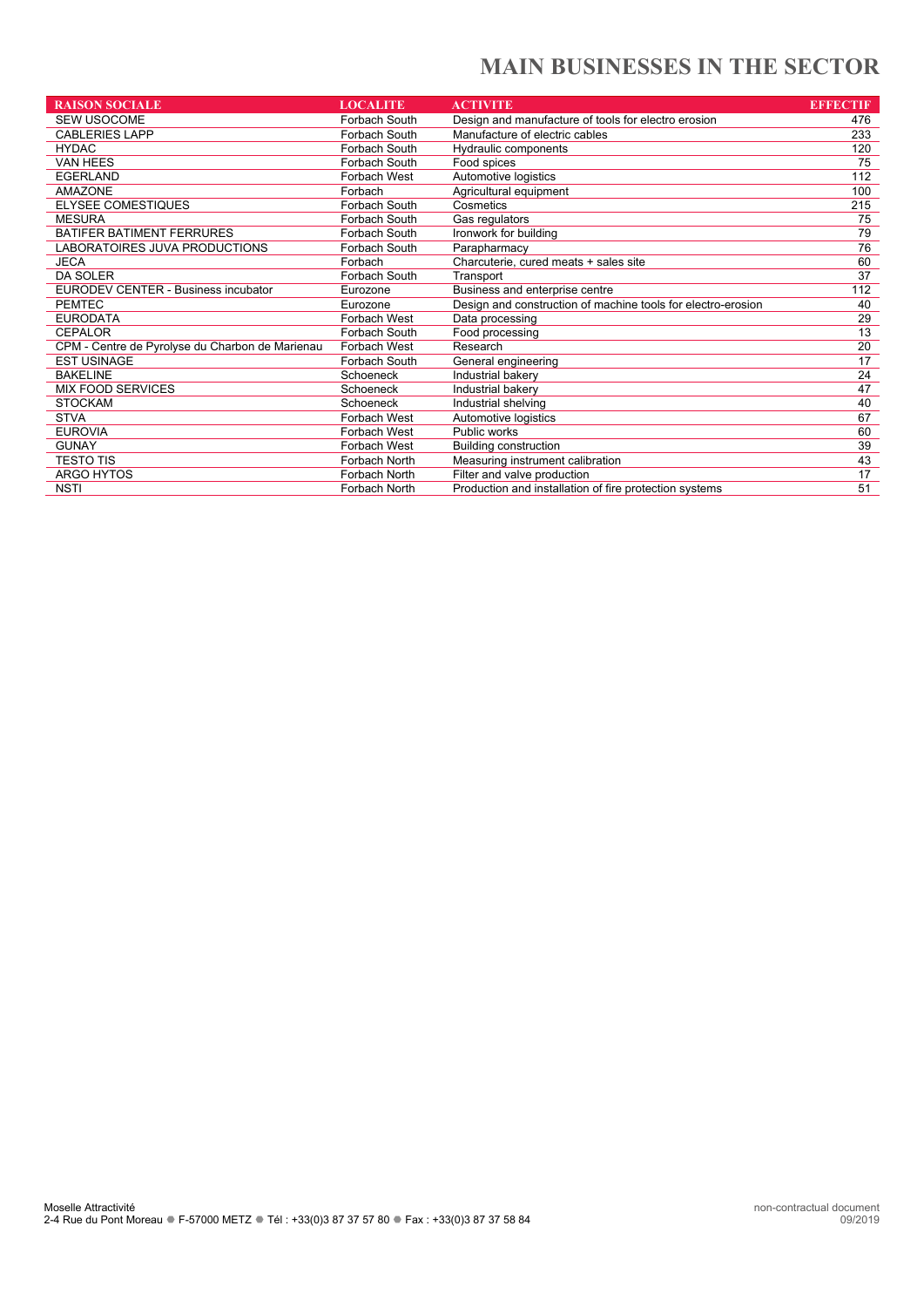# MAIN BUSINESSES IN THE SECTOR

| RAISON SOCIALE | LOCALITE | ACTIVITE | EFFECTIF |
|---|---|---|---|
| SEW USOCOME | Forbach South | Design and manufacture of tools for electro erosion | 476 |
| CABLERIES LAPP | Forbach South | Manufacture of electric cables | 233 |
| HYDAC | Forbach South | Hydraulic components | 120 |
| VAN HEES | Forbach South | Food spices | 75 |
| EGERLAND | Forbach West | Automotive logistics | 112 |
| AMAZONE | Forbach | Agricultural equipment | 100 |
| ELYSEE COMESTIQUES | Forbach South | Cosmetics | 215 |
| MESURA | Forbach South | Gas regulators | 75 |
| BATIFER BATIMENT FERRURES | Forbach South | Ironwork for building | 79 |
| LABORATOIRES JUVA PRODUCTIONS | Forbach South | Parapharmacy | 76 |
| JECA | Forbach | Charcuterie, cured meats + sales site | 60 |
| DA SOLER | Forbach South | Transport | 37 |
| EURODEV CENTER - Business incubator | Eurozone | Business and enterprise centre | 112 |
| PEMTEC | Eurozone | Design and construction of machine tools for electro-erosion | 40 |
| EURODATA | Forbach West | Data processing | 29 |
| CEPALOR | Forbach South | Food processing | 13 |
| CPM - Centre de Pyrolyse du Charbon de Marienau | Forbach West | Research | 20 |
| EST USINAGE | Forbach South | General engineering | 17 |
| BAKELINE | Schoeneck | Industrial bakery | 24 |
| MIX FOOD SERVICES | Schoeneck | Industrial bakery | 47 |
| STOCKAM | Schoeneck | Industrial shelving | 40 |
| STVA | Forbach West | Automotive logistics | 67 |
| EUROVIA | Forbach West | Public works | 60 |
| GUNAY | Forbach West | Building construction | 39 |
| TESTO TIS | Forbach North | Measuring instrument calibration | 43 |
| ARGO HYTOS | Forbach North | Filter and valve production | 17 |
| NSTI | Forbach North | Production and installation of fire protection systems | 51 |

Moselle Attractivité
2-4 Rue du Pont Moreau ● F-57000 METZ ● Tél : +33(0)3 87 37 57 80 ● Fax : +33(0)3 87 37 58 84

non-contractual document
09/2019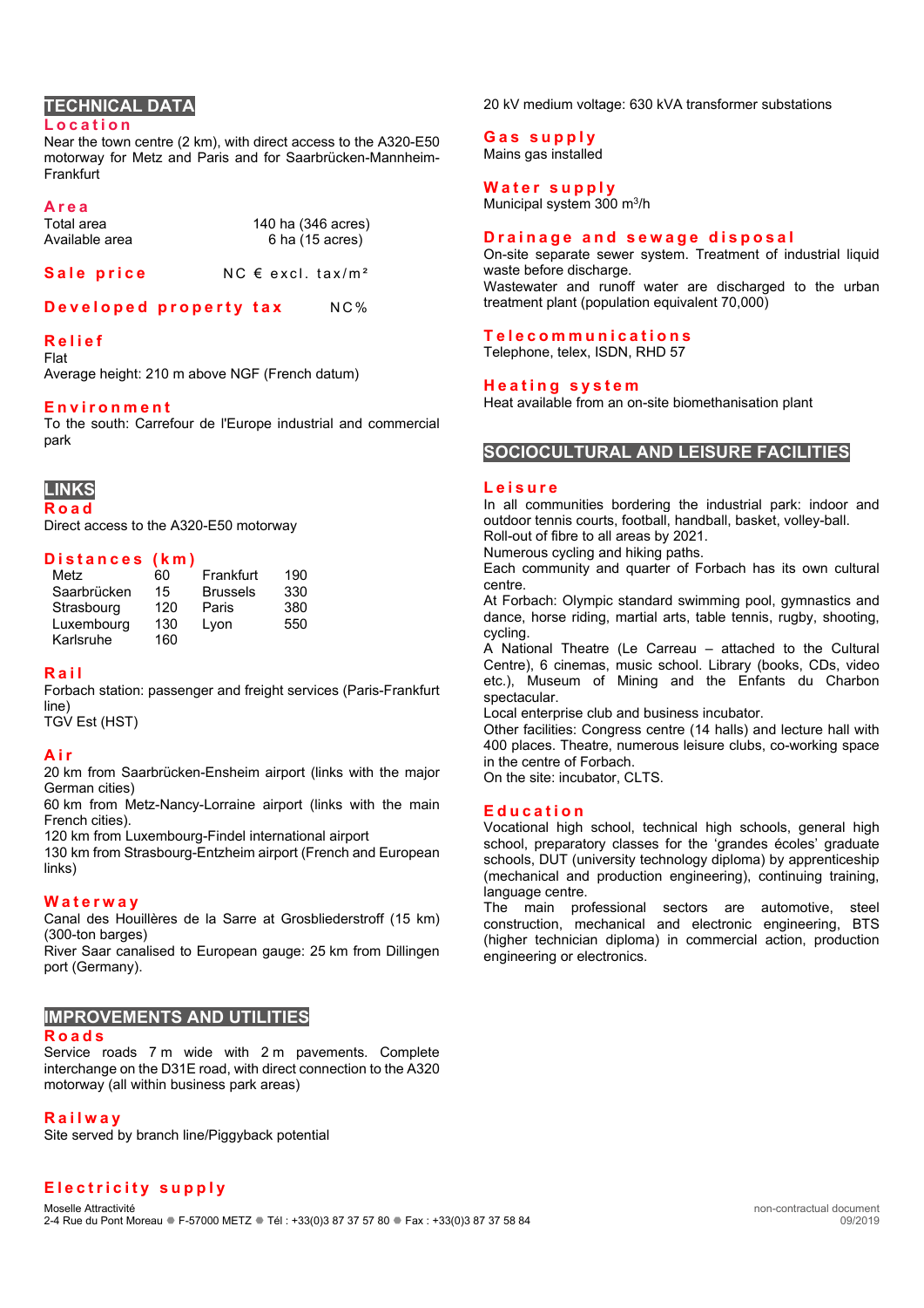## TECHNICAL DATA

### Location

Near the town centre (2 km), with direct access to the A320-E50 motorway for Metz and Paris and for Saarbrücken-Mannheim-Frankfurt

### Area

| | |
|---|---|
| Total area | 140 ha (346 acres) |
| Available area | 6 ha (15 acres) |

**Sale price** NC € excl. tax/m²

**Developed property tax** NC%

### Relief

Flat
Average height: 210 m above NGF (French datum)

### Environment

To the south: Carrefour de l'Europe industrial and commercial park

## LINKS

### Road

Direct access to the A320-E50 motorway

### Distances (km)

| | | | |
|---|---|---|---|
| Metz | 60 | Frankfurt | 190 |
| Saarbrücken | 15 | Brussels | 330 |
| Strasbourg | 120 | Paris | 380 |
| Luxembourg | 130 | Lyon | 550 |
| Karlsruhe | 160 | | |

### Rail

Forbach station: passenger and freight services (Paris-Frankfurt line)
TGV Est (HST)

### Air

20 km from Saarbrücken-Ensheim airport (links with the major German cities)
60 km from Metz-Nancy-Lorraine airport (links with the main French cities).
120 km from Luxembourg-Findel international airport
130 km from Strasbourg-Entzheim airport (French and European links)

### Waterway

Canal des Houillères de la Sarre at Grosbliederstroff (15 km) (300-ton barges)
River Saar canalised to European gauge: 25 km from Dillingen port (Germany).

## IMPROVEMENTS AND UTILITIES

### Roads

Service roads 7 m wide with 2 m pavements. Complete interchange on the D31E road, with direct connection to the A320 motorway (all within business park areas)

### Railway

Site served by branch line/Piggyback potential

### Electricity supply

20 kV medium voltage: 630 kVA transformer substations

### Gas supply

Mains gas installed

### Water supply

Municipal system 300 m³/h

### Drainage and sewage disposal

On-site separate sewer system. Treatment of industrial liquid waste before discharge.
Wastewater and runoff water are discharged to the urban treatment plant (population equivalent 70,000)

### Telecommunications

Telephone, telex, ISDN, RHD 57

### Heating system

Heat available from an on-site biomethanisation plant

## SOCIOCULTURAL AND LEISURE FACILITIES

### Leisure

In all communities bordering the industrial park: indoor and outdoor tennis courts, football, handball, basket, volley-ball.
Roll-out of fibre to all areas by 2021.
Numerous cycling and hiking paths.
Each community and quarter of Forbach has its own cultural centre.
At Forbach: Olympic standard swimming pool, gymnastics and dance, horse riding, martial arts, table tennis, rugby, shooting, cycling.
A National Theatre (Le Carreau – attached to the Cultural Centre), 6 cinemas, music school. Library (books, CDs, video etc.), Museum of Mining and the Enfants du Charbon spectacular.
Local enterprise club and business incubator.
Other facilities: Congress centre (14 halls) and lecture hall with 400 places. Theatre, numerous leisure clubs, co-working space in the centre of Forbach.
On the site: incubator, CLTS.

### Education

Vocational high school, technical high schools, general high school, preparatory classes for the 'grandes écoles' graduate schools, DUT (university technology diploma) by apprenticeship (mechanical and production engineering), continuing training, language centre.
The main professional sectors are automotive, steel construction, mechanical and electronic engineering, BTS (higher technician diploma) in commercial action, production engineering or electronics.

Moselle Attractivité
2-4 Rue du Pont Moreau ● F-57000 METZ ● Tél : +33(0)3 87 37 57 80 ● Fax : +33(0)3 87 37 58 84

non-contractual document
09/2019